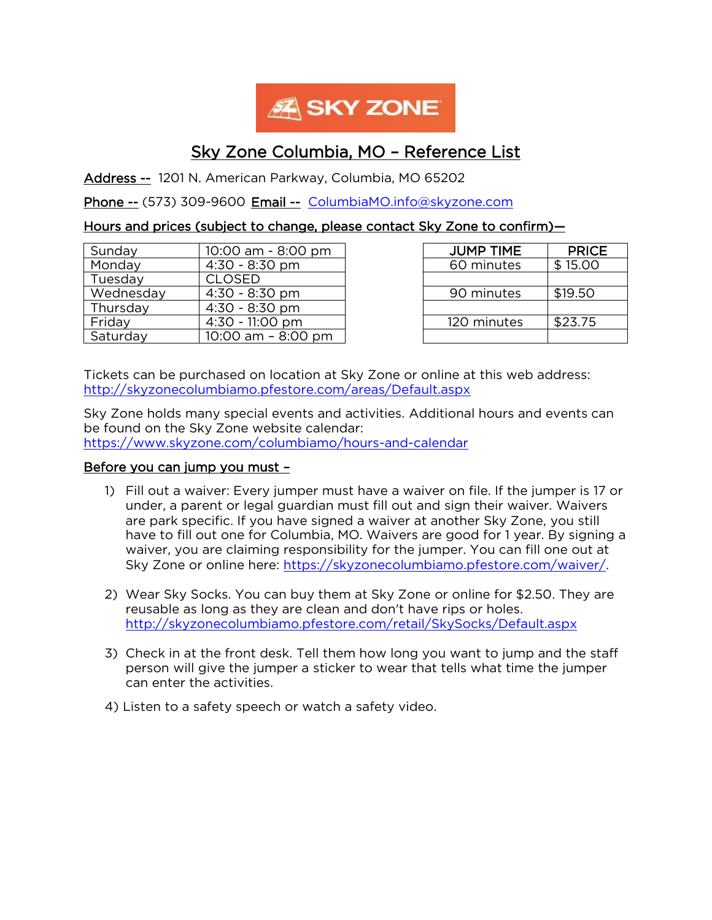# Sky Zone Columbia, MO – Reference List

**Address --** 1201 N. American Parkway, Columbia, MO 65202

**Phone --** (573) 309-9600 **Email --** ColumbiaMO.info@skyzone.com

**Hours and prices (subject to change, please contact Sky Zone to confirm)—**

| | |
|---|---|
| Sunday | 10:00 am - 8:00 pm |
| Monday | 4:30 - 8:30 pm |
| Tuesday | CLOSED |
| Wednesday | 4:30 - 8:30 pm |
| Thursday | 4:30 - 8:30 pm |
| Friday | 4:30 - 11:00 pm |
| Saturday | 10:00 am – 8:00 pm |

| JUMP TIME | PRICE |
|---|---|
| 60 minutes | $ 15.00 |
| | |
| 90 minutes | $19.50 |
| | |
| 120 minutes | $23.75 |
| | |

Tickets can be purchased on location at Sky Zone or online at this web address: http://skyzonecolumbiamo.pfestore.com/areas/Default.aspx

Sky Zone holds many special events and activities. Additional hours and events can be found on the Sky Zone website calendar: https://www.skyzone.com/columbiamo/hours-and-calendar

**Before you can jump you must –**

1) Fill out a waiver: Every jumper must have a waiver on file. If the jumper is 17 or under, a parent or legal guardian must fill out and sign their waiver. Waivers are park specific. If you have signed a waiver at another Sky Zone, you still have to fill out one for Columbia, MO. Waivers are good for 1 year. By signing a waiver, you are claiming responsibility for the jumper. You can fill one out at Sky Zone or online here: https://skyzonecolumbiamo.pfestore.com/waiver/.

2) Wear Sky Socks. You can buy them at Sky Zone or online for $2.50. They are reusable as long as they are clean and don't have rips or holes. http://skyzonecolumbiamo.pfestore.com/retail/SkySocks/Default.aspx

3) Check in at the front desk. Tell them how long you want to jump and the staff person will give the jumper a sticker to wear that tells what time the jumper can enter the activities.

4) Listen to a safety speech or watch a safety video.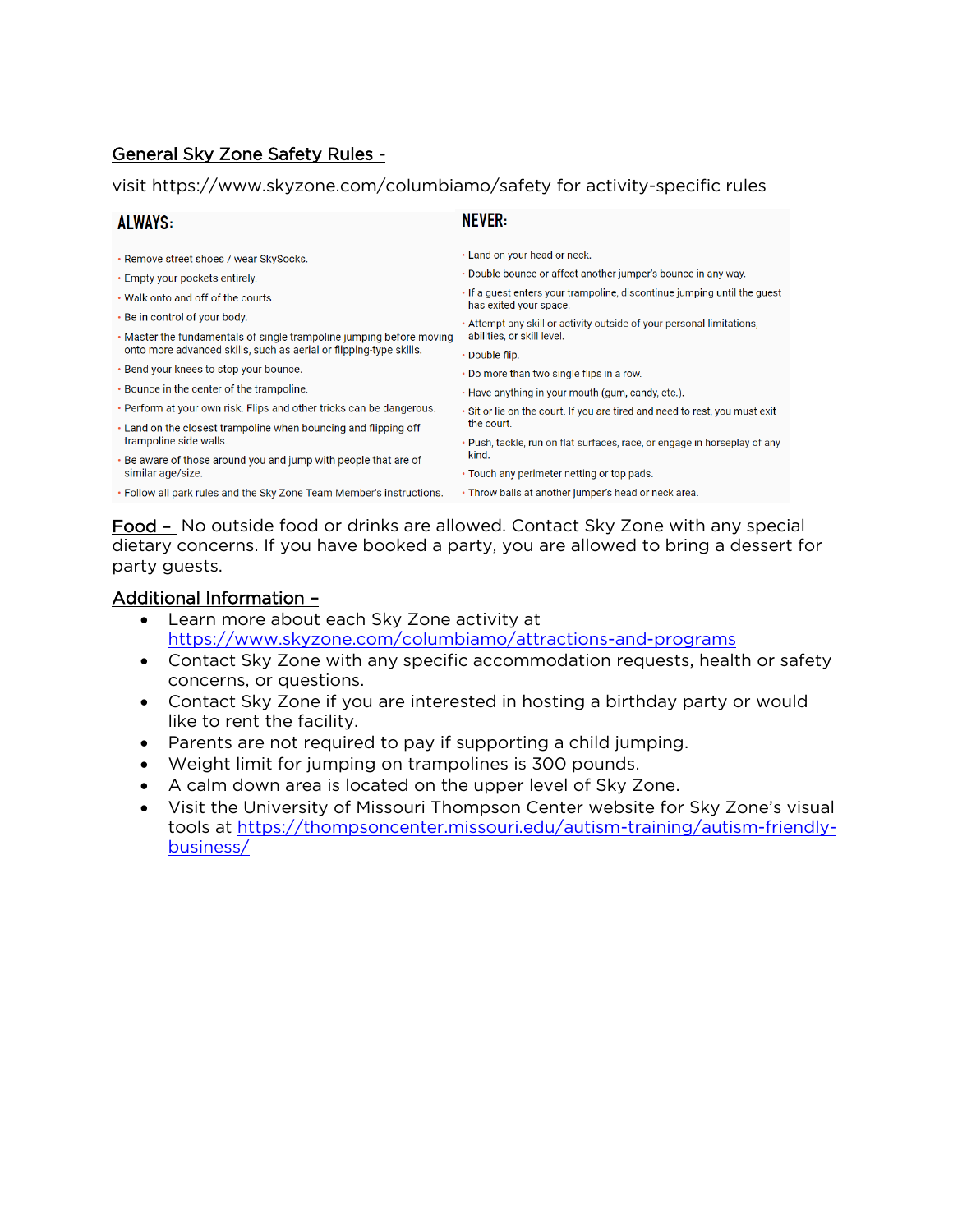## General Sky Zone Safety Rules -

visit https://www.skyzone.com/columbiamo/safety for activity-specific rules

### ALWAYS:

- Remove street shoes / wear SkySocks.
- Empty your pockets entirely.
- Walk onto and off of the courts.
- Be in control of your body.
- Master the fundamentals of single trampoline jumping before moving onto more advanced skills, such as aerial or flipping-type skills.
- Bend your knees to stop your bounce.
- Bounce in the center of the trampoline.
- Perform at your own risk. Flips and other tricks can be dangerous.
- Land on the closest trampoline when bouncing and flipping off trampoline side walls.
- Be aware of those around you and jump with people that are of similar age/size.
- Follow all park rules and the Sky Zone Team Member's instructions.

### NEVER:

- Land on your head or neck.
- Double bounce or affect another jumper's bounce in any way.
- If a guest enters your trampoline, discontinue jumping until the guest has exited your space.
- Attempt any skill or activity outside of your personal limitations, abilities, or skill level.
- Double flip.
- Do more than two single flips in a row.
- Have anything in your mouth (gum, candy, etc.).
- Sit or lie on the court. If you are tired and need to rest, you must exit the court.
- Push, tackle, run on flat surfaces, race, or engage in horseplay of any kind.
- Touch any perimeter netting or top pads.
- Throw balls at another jumper's head or neck area.

**Food –** No outside food or drinks are allowed. Contact Sky Zone with any special dietary concerns. If you have booked a party, you are allowed to bring a dessert for party guests.

## Additional Information –

- Learn more about each Sky Zone activity at https://www.skyzone.com/columbiamo/attractions-and-programs
- Contact Sky Zone with any specific accommodation requests, health or safety concerns, or questions.
- Contact Sky Zone if you are interested in hosting a birthday party or would like to rent the facility.
- Parents are not required to pay if supporting a child jumping.
- Weight limit for jumping on trampolines is 300 pounds.
- A calm down area is located on the upper level of Sky Zone.
- Visit the University of Missouri Thompson Center website for Sky Zone's visual tools at https://thompsoncenter.missouri.edu/autism-training/autism-friendly-business/